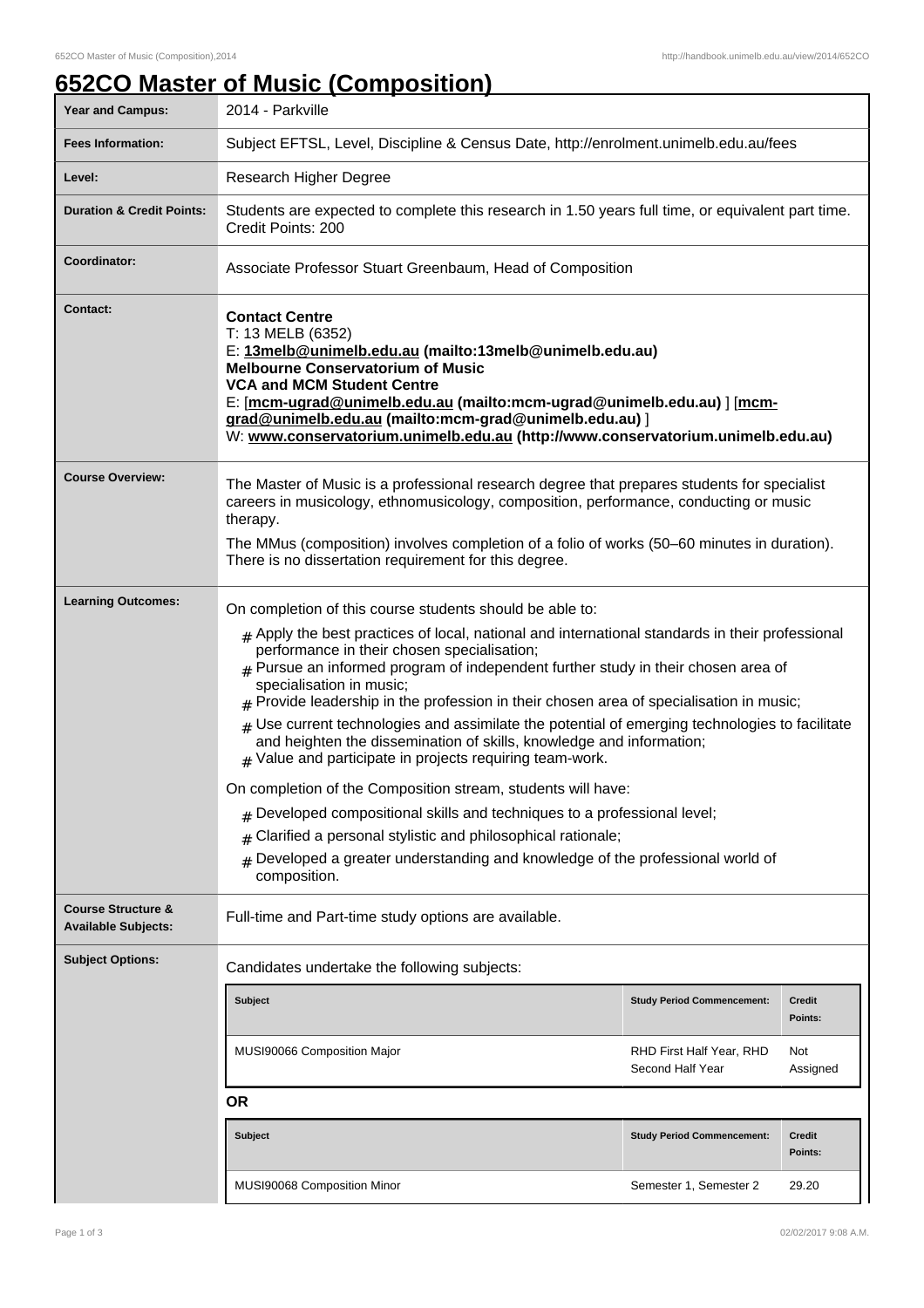# 652CO Master of Music (Composition)

| | |
|---|---|
| **Year and Campus:** | 2014 - Parkville |
| **Fees Information:** | Subject EFTSL, Level, Discipline & Census Date, http://enrolment.unimelb.edu.au/fees |
| **Level:** | Research Higher Degree |
| **Duration & Credit Points:** | Students are expected to complete this research in 1.50 years full time, or equivalent part time. Credit Points: 200 |
| **Coordinator:** | Associate Professor Stuart Greenbaum, Head of Composition |
| **Contact:** | **Contact Centre**<br>T: 13 MELB (6352)<br>E: **13melb@unimelb.edu.au (mailto:13melb@unimelb.edu.au)**<br>**Melbourne Conservatorium of Music**<br>**VCA and MCM Student Centre**<br>E: [**mcm-ugrad@unimelb.edu.au (mailto:mcm-ugrad@unimelb.edu.au)** ] [**mcm-grad@unimelb.edu.au (mailto:mcm-grad@unimelb.edu.au)** ]<br>W: **www.conservatorium.unimelb.edu.au (http://www.conservatorium.unimelb.edu.au)** |
| **Course Overview:** | The Master of Music is a professional research degree that prepares students for specialist careers in musicology, ethnomusicology, composition, performance, conducting or music therapy.<br>The MMus (composition) involves completion of a folio of works (50–60 minutes in duration). There is no dissertation requirement for this degree. |
| **Learning Outcomes:** | On completion of this course students should be able to:<br># Apply the best practices of local, national and international standards in their professional performance in their chosen specialisation;<br># Pursue an informed program of independent further study in their chosen area of specialisation in music;<br># Provide leadership in the profession in their chosen area of specialisation in music;<br># Use current technologies and assimilate the potential of emerging technologies to facilitate and heighten the dissemination of skills, knowledge and information;<br># Value and participate in projects requiring team-work.<br>On completion of the Composition stream, students will have:<br># Developed compositional skills and techniques to a professional level;<br># Clarified a personal stylistic and philosophical rationale;<br># Developed a greater understanding and knowledge of the professional world of composition. |
| **Course Structure & Available Subjects:** | Full-time and Part-time study options are available. |
| **Subject Options:** | Candidates undertake the following subjects: |

| Subject | Study Period Commencement: | Credit Points: |
|---|---|---|
| MUSI90066 Composition Major | RHD First Half Year, RHD Second Half Year | Not Assigned |

**OR**

| Subject | Study Period Commencement: | Credit Points: |
|---|---|---|
| MUSI90068 Composition Minor | Semester 1, Semester 2 | 29.20 |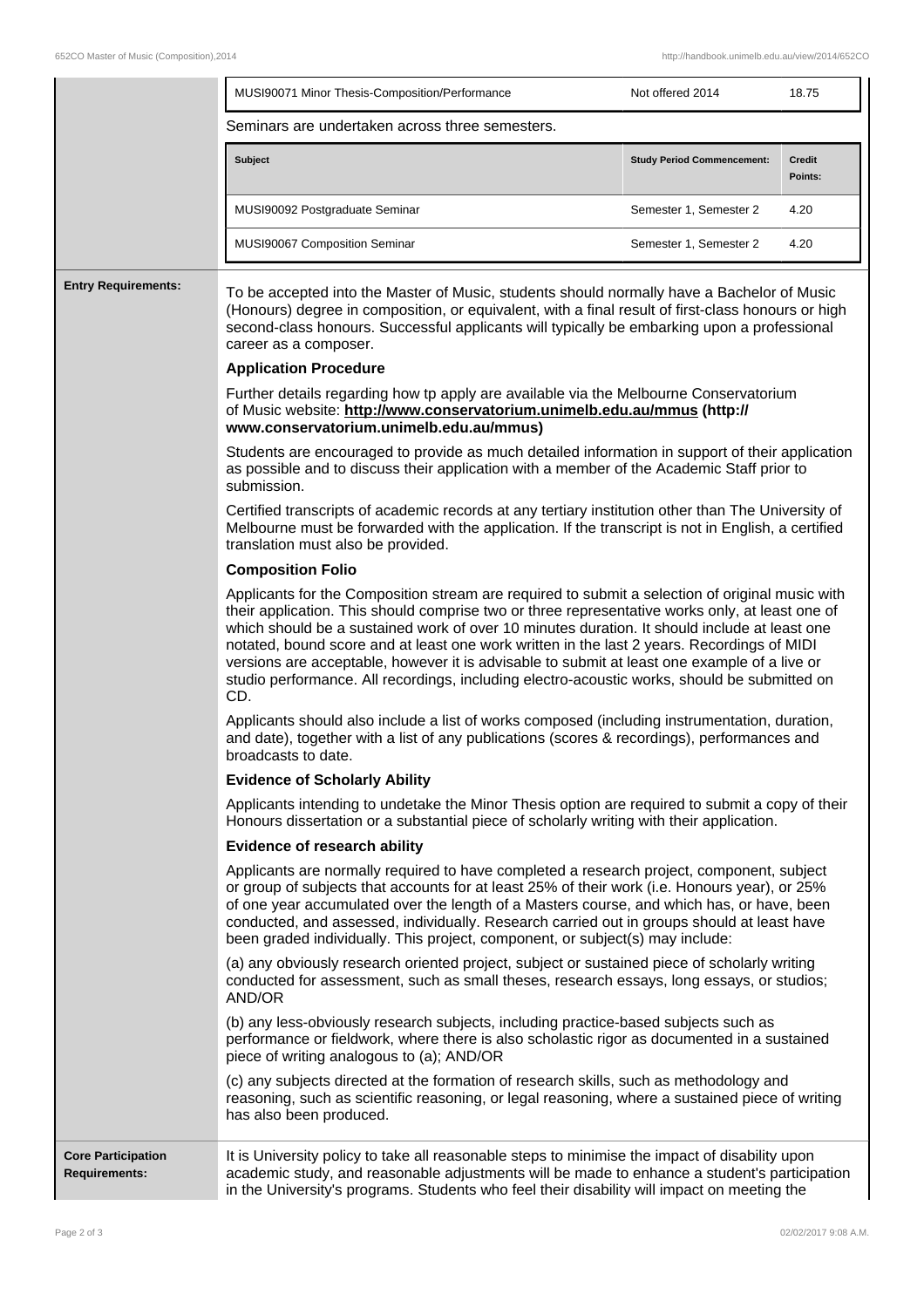| | | |
|---|---|---|
| MUSI90071 Minor Thesis-Composition/Performance | Not offered 2014 | 18.75 |

Seminars are undertaken across three semesters.

| Subject | Study Period Commencement: | Credit Points: |
|---|---|---|
| MUSI90092 Postgraduate Seminar | Semester 1, Semester 2 | 4.20 |
| MUSI90067 Composition Seminar | Semester 1, Semester 2 | 4.20 |

**Entry Requirements:**

To be accepted into the Master of Music, students should normally have a Bachelor of Music (Honours) degree in composition, or equivalent, with a final result of first-class honours or high second-class honours. Successful applicants will typically be embarking upon a professional career as a composer.

**Application Procedure**

Further details regarding how tp apply are available via the Melbourne Conservatorium of Music website: **http://www.conservatorium.unimelb.edu.au/mmus (http://www.conservatorium.unimelb.edu.au/mmus)**

Students are encouraged to provide as much detailed information in support of their application as possible and to discuss their application with a member of the Academic Staff prior to submission.

Certified transcripts of academic records at any tertiary institution other than The University of Melbourne must be forwarded with the application. If the transcript is not in English, a certified translation must also be provided.

**Composition Folio**

Applicants for the Composition stream are required to submit a selection of original music with their application. This should comprise two or three representative works only, at least one of which should be a sustained work of over 10 minutes duration. It should include at least one notated, bound score and at least one work written in the last 2 years. Recordings of MIDI versions are acceptable, however it is advisable to submit at least one example of a live or studio performance. All recordings, including electro-acoustic works, should be submitted on CD.

Applicants should also include a list of works composed (including instrumentation, duration, and date), together with a list of any publications (scores & recordings), performances and broadcasts to date.

**Evidence of Scholarly Ability**

Applicants intending to undetake the Minor Thesis option are required to submit a copy of their Honours dissertation or a substantial piece of scholarly writing with their application.

**Evidence of research ability**

Applicants are normally required to have completed a research project, component, subject or group of subjects that accounts for at least 25% of their work (i.e. Honours year), or 25% of one year accumulated over the length of a Masters course, and which has, or have, been conducted, and assessed, individually. Research carried out in groups should at least have been graded individually. This project, component, or subject(s) may include:

(a) any obviously research oriented project, subject or sustained piece of scholarly writing conducted for assessment, such as small theses, research essays, long essays, or studios; AND/OR

(b) any less-obviously research subjects, including practice-based subjects such as performance or fieldwork, where there is also scholastic rigor as documented in a sustained piece of writing analogous to (a); AND/OR

(c) any subjects directed at the formation of research skills, such as methodology and reasoning, such as scientific reasoning, or legal reasoning, where a sustained piece of writing has also been produced.

**Core Participation Requirements:**

It is University policy to take all reasonable steps to minimise the impact of disability upon academic study, and reasonable adjustments will be made to enhance a student's participation in the University's programs. Students who feel their disability will impact on meeting the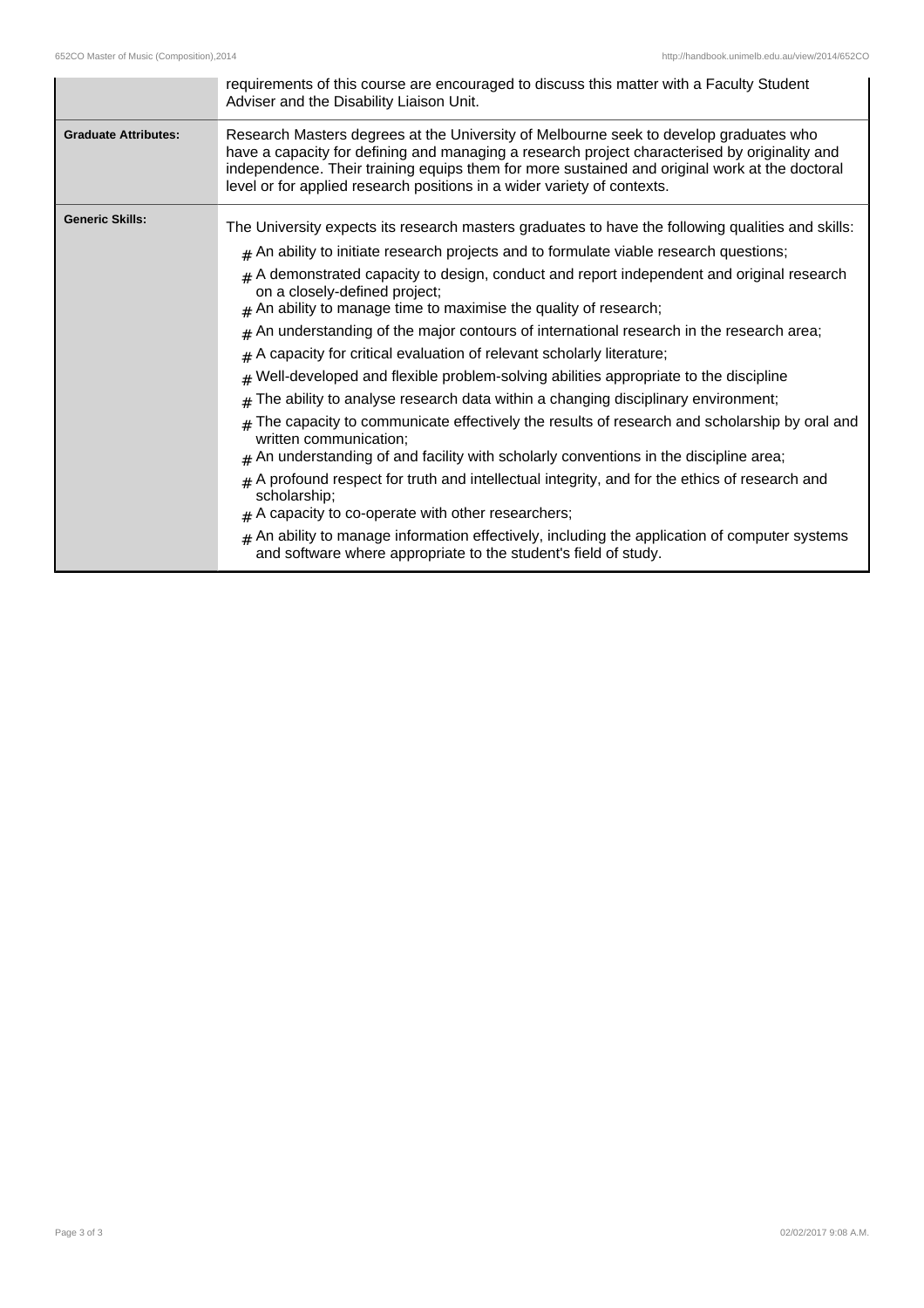| | |
|---|---|
| | requirements of this course are encouraged to discuss this matter with a Faculty Student Adviser and the Disability Liaison Unit. |
| **Graduate Attributes:** | Research Masters degrees at the University of Melbourne seek to develop graduates who have a capacity for defining and managing a research project characterised by originality and independence. Their training equips them for more sustained and original work at the doctoral level or for applied research positions in a wider variety of contexts. |
| **Generic Skills:** | The University expects its research masters graduates to have the following qualities and skills:<br># An ability to initiate research projects and to formulate viable research questions;<br># A demonstrated capacity to design, conduct and report independent and original research on a closely-defined project;<br># An ability to manage time to maximise the quality of research;<br># An understanding of the major contours of international research in the research area;<br># A capacity for critical evaluation of relevant scholarly literature;<br># Well-developed and flexible problem-solving abilities appropriate to the discipline<br># The ability to analyse research data within a changing disciplinary environment;<br># The capacity to communicate effectively the results of research and scholarship by oral and written communication;<br># An understanding of and facility with scholarly conventions in the discipline area;<br># A profound respect for truth and intellectual integrity, and for the ethics of research and scholarship;<br># A capacity to co-operate with other researchers;<br># An ability to manage information effectively, including the application of computer systems and software where appropriate to the student's field of study. |